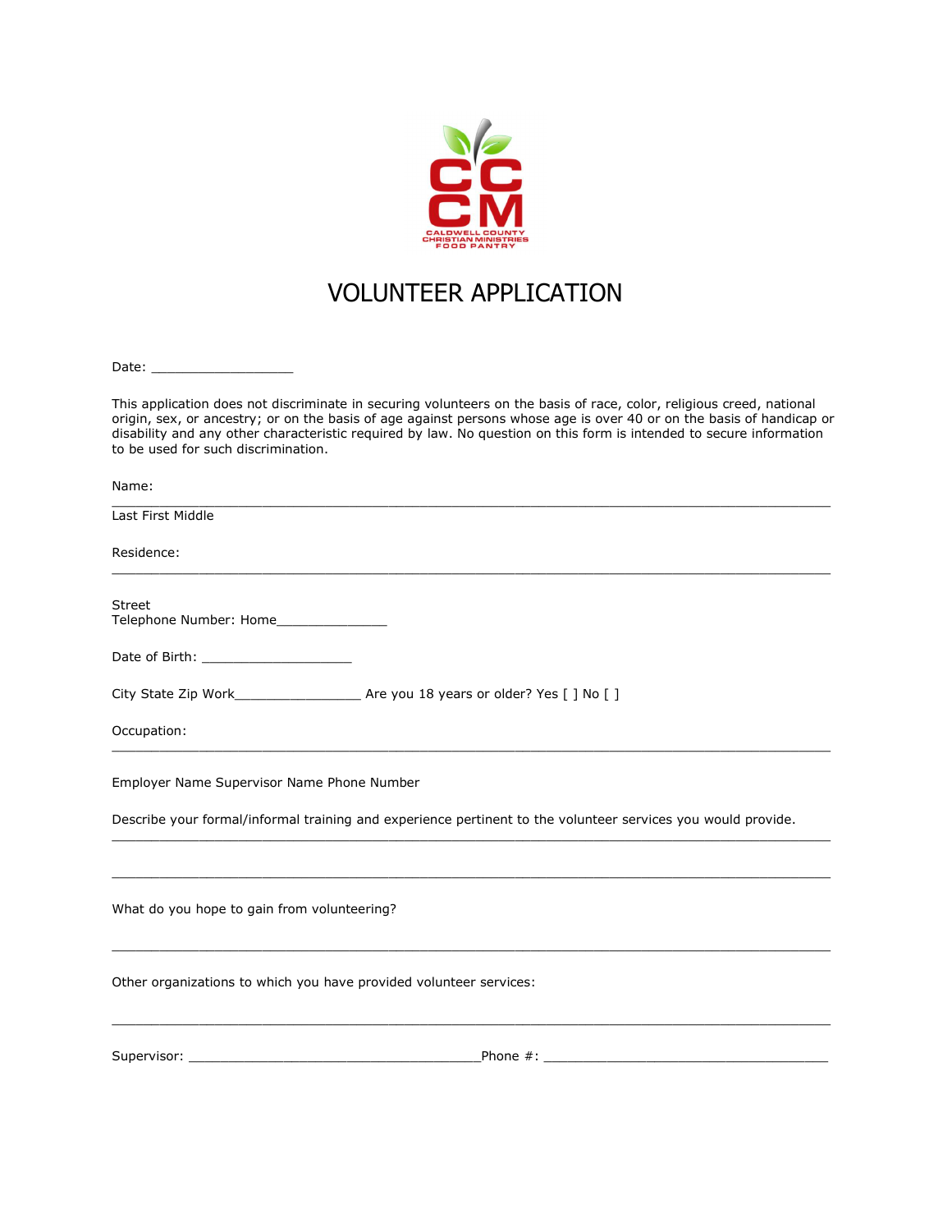CCCM
CALDWELL COUNTY CHRISTIAN MINISTRIES FOOD PANTRY

# VOLUNTEER APPLICATION

Date: ___________________

This application does not discriminate in securing volunteers on the basis of race, color, religious creed, national origin, sex, or ancestry; or on the basis of age against persons whose age is over 40 or on the basis of handicap or disability and any other characteristic required by law. No question on this form is intended to secure information to be used for such discrimination.

Name:

_______________________________________________________________________________

Last First Middle

Residence:

_______________________________________________________________________________

Street
Telephone Number: Home_______________

Date of Birth: ____________________

City State Zip Work_________________ Are you 18 years or older? Yes [ ] No [ ]

Occupation:

_______________________________________________________________________________

Employer Name Supervisor Name Phone Number

Describe your formal/informal training and experience pertinent to the volunteer services you would provide.

_______________________________________________________________________________

_______________________________________________________________________________

What do you hope to gain from volunteering?

_______________________________________________________________________________

Other organizations to which you have provided volunteer services:

_______________________________________________________________________________

Supervisor: _______________________________________Phone #: ______________________________________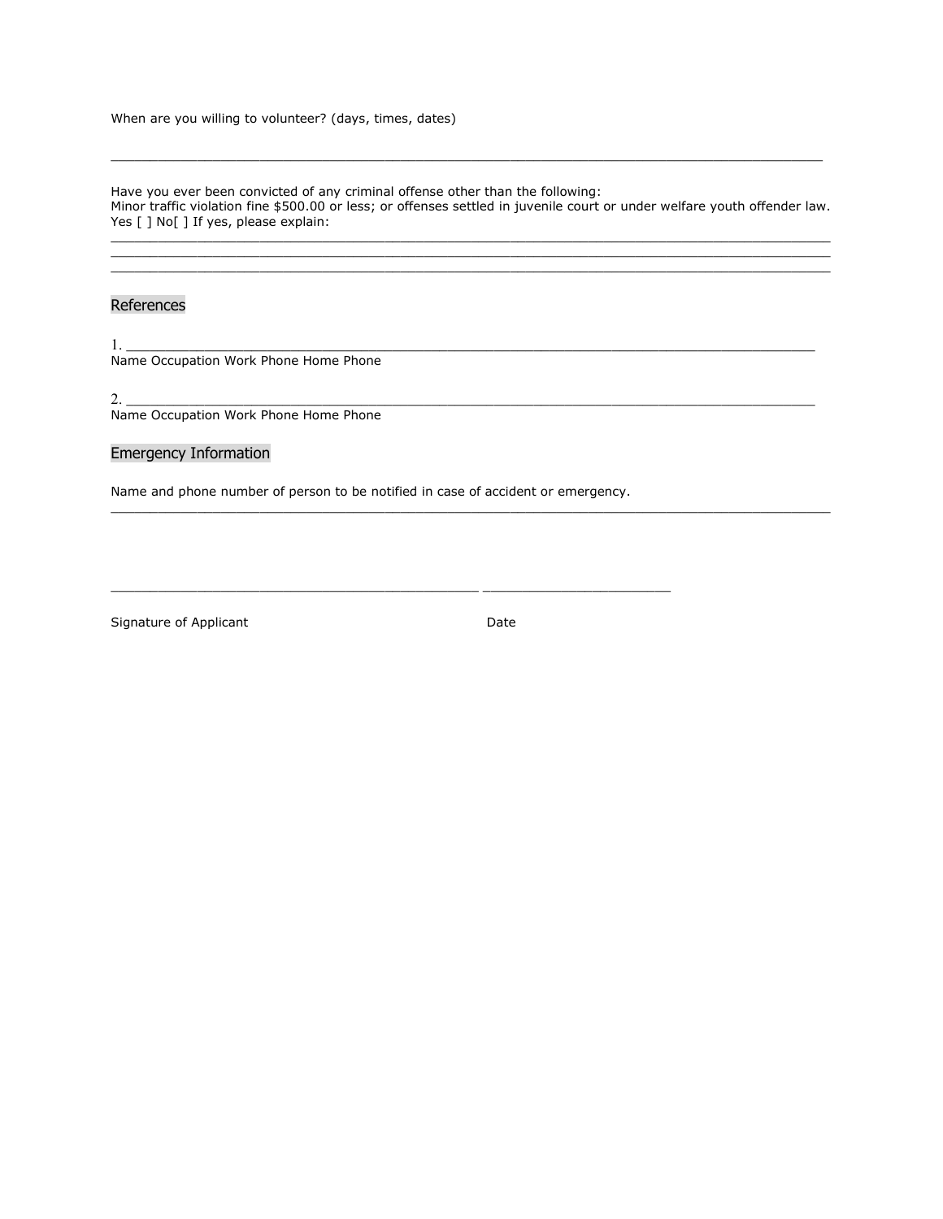When are you willing to volunteer? (days, times, dates)

_______________________________________________________________________________________

Have you ever been convicted of any criminal offense other than the following:
Minor traffic violation fine $500.00 or less; or offenses settled in juvenile court or under welfare youth offender law.
Yes [ ] No[ ] If yes, please explain:
_______________________________________________________________________________________
_______________________________________________________________________________________
_______________________________________________________________________________________

## References

1. _____________________________________________________________________________________
Name Occupation Work Phone Home Phone

2. _____________________________________________________________________________________
Name Occupation Work Phone Home Phone

## Emergency Information

Name and phone number of person to be notified in case of accident or emergency.
_______________________________________________________________________________________

_____________________________________________ _______________________

Signature of Applicant Date